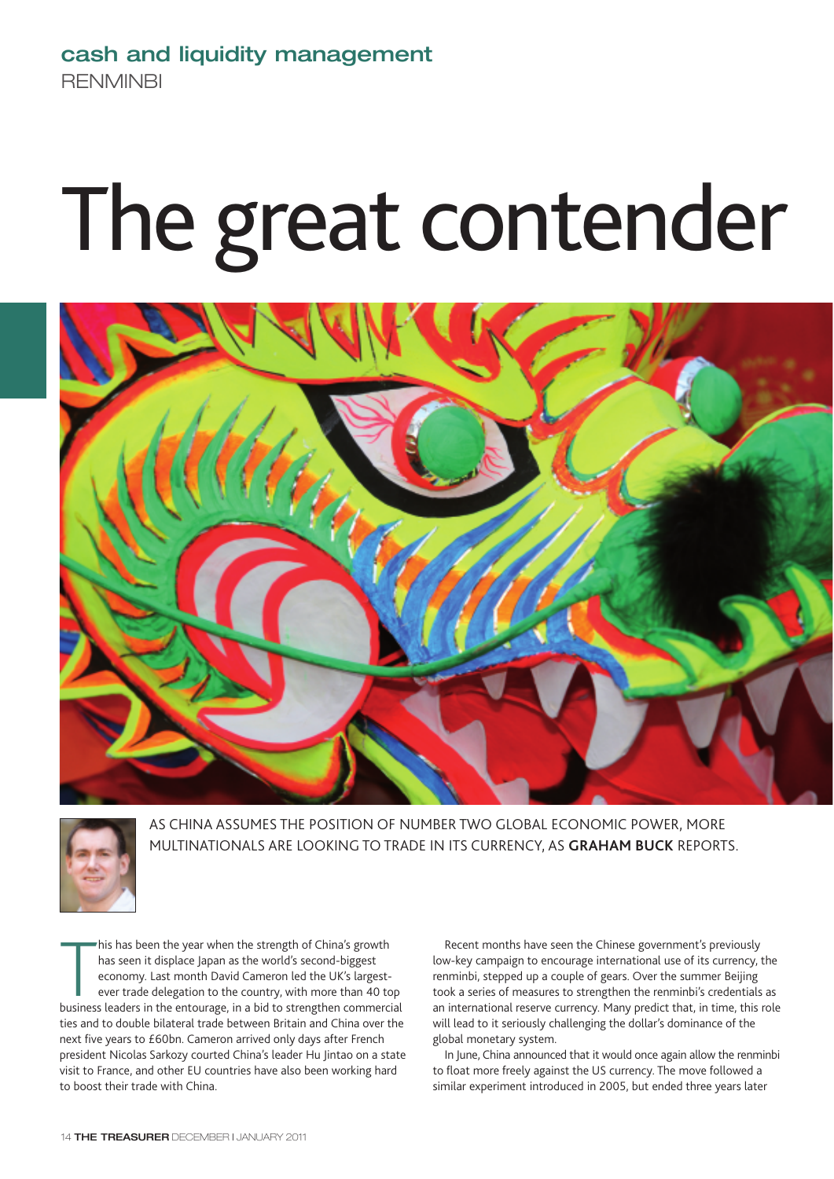cash and liquidity management
RENMINBI

# The great contender

AS CHINA ASSUMES THE POSITION OF NUMBER TWO GLOBAL ECONOMIC POWER, MORE MULTINATIONALS ARE LOOKING TO TRADE IN ITS CURRENCY, AS **GRAHAM BUCK** REPORTS.

This has been the year when the strength of China's growth has seen it displace Japan as the world's second-biggest economy. Last month David Cameron led the UK's largest-ever trade delegation to the country, with more than 40 top business leaders in the entourage, in a bid to strengthen commercial ties and to double bilateral trade between Britain and China over the next five years to £60bn. Cameron arrived only days after French president Nicolas Sarkozy courted China's leader Hu Jintao on a state visit to France, and other EU countries have also been working hard to boost their trade with China.

Recent months have seen the Chinese government's previously low-key campaign to encourage international use of its currency, the renminbi, stepped up a couple of gears. Over the summer Beijing took a series of measures to strengthen the renminbi's credentials as an international reserve currency. Many predict that, in time, this role will lead to it seriously challenging the dollar's dominance of the global monetary system.

In June, China announced that it would once again allow the renminbi to float more freely against the US currency. The move followed a similar experiment introduced in 2005, but ended three years later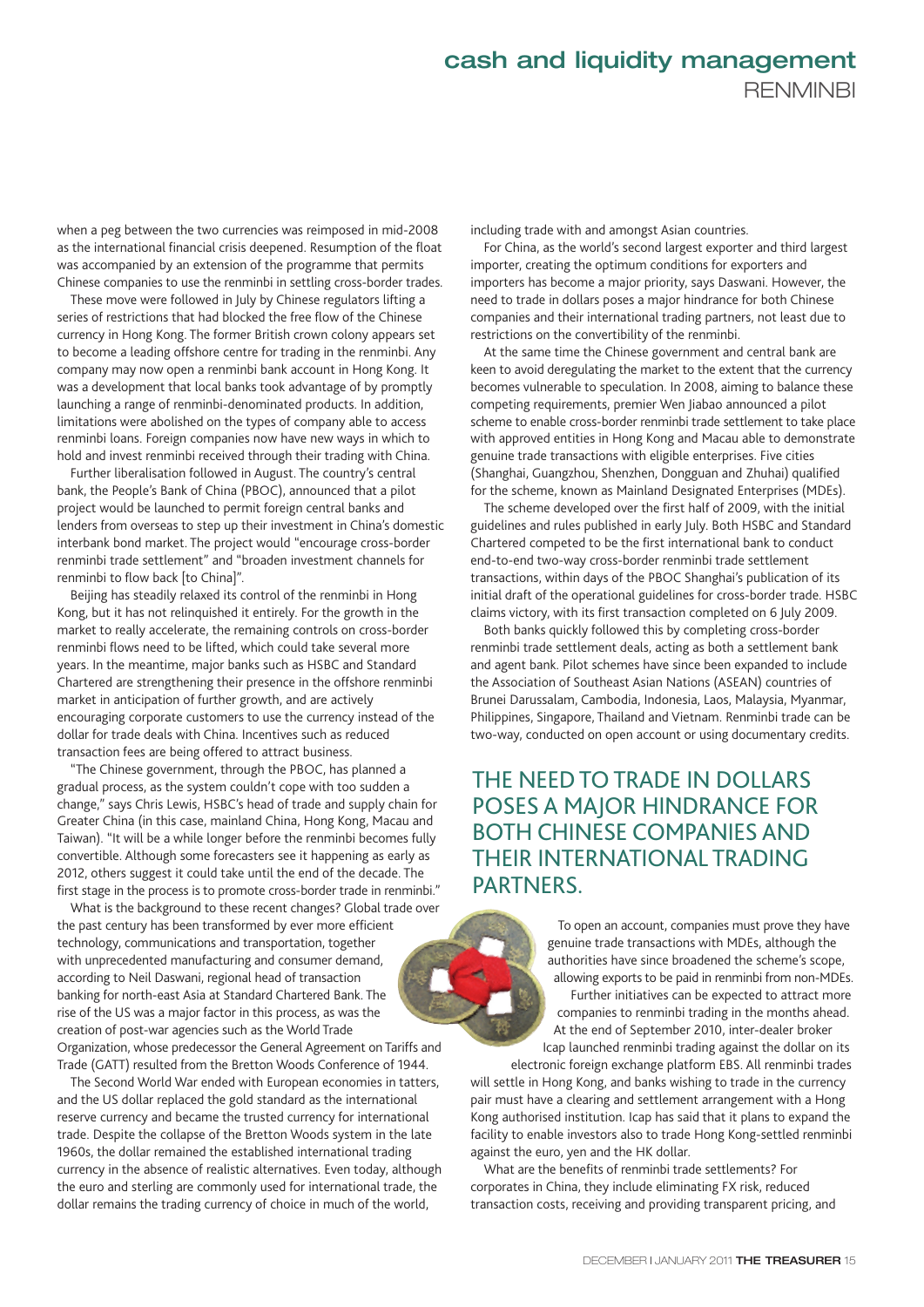when a peg between the two currencies was reimposed in mid-2008 as the international financial crisis deepened. Resumption of the float was accompanied by an extension of the programme that permits Chinese companies to use the renminbi in settling cross-border trades.

These move were followed in July by Chinese regulators lifting a series of restrictions that had blocked the free flow of the Chinese currency in Hong Kong. The former British crown colony appears set to become a leading offshore centre for trading in the renminbi. Any company may now open a renminbi bank account in Hong Kong. It was a development that local banks took advantage of by promptly launching a range of renminbi-denominated products. In addition, limitations were abolished on the types of company able to access renminbi loans. Foreign companies now have new ways in which to hold and invest renminbi received through their trading with China.

Further liberalisation followed in August. The country's central bank, the People's Bank of China (PBOC), announced that a pilot project would be launched to permit foreign central banks and lenders from overseas to step up their investment in China's domestic interbank bond market. The project would "encourage cross-border renminbi trade settlement" and "broaden investment channels for renminbi to flow back [to China]".

Beijing has steadily relaxed its control of the renminbi in Hong Kong, but it has not relinquished it entirely. For the growth in the market to really accelerate, the remaining controls on cross-border renminbi flows need to be lifted, which could take several more years. In the meantime, major banks such as HSBC and Standard Chartered are strengthening their presence in the offshore renminbi market in anticipation of further growth, and are actively encouraging corporate customers to use the currency instead of the dollar for trade deals with China. Incentives such as reduced transaction fees are being offered to attract business.

"The Chinese government, through the PBOC, has planned a gradual process, as the system couldn't cope with too sudden a change," says Chris Lewis, HSBC's head of trade and supply chain for Greater China (in this case, mainland China, Hong Kong, Macau and Taiwan). "It will be a while longer before the renminbi becomes fully convertible. Although some forecasters see it happening as early as 2012, others suggest it could take until the end of the decade. The first stage in the process is to promote cross-border trade in renminbi."

What is the background to these recent changes? Global trade over the past century has been transformed by ever more efficient technology, communications and transportation, together with unprecedented manufacturing and consumer demand, according to Neil Daswani, regional head of transaction banking for north-east Asia at Standard Chartered Bank. The rise of the US was a major factor in this process, as was the creation of post-war agencies such as the World Trade Organization, whose predecessor the General Agreement on Tariffs and Trade (GATT) resulted from the Bretton Woods Conference of 1944.

The Second World War ended with European economies in tatters, and the US dollar replaced the gold standard as the international reserve currency and became the trusted currency for international trade. Despite the collapse of the Bretton Woods system in the late 1960s, the dollar remained the established international trading currency in the absence of realistic alternatives. Even today, although the euro and sterling are commonly used for international trade, the dollar remains the trading currency of choice in much of the world, including trade with and amongst Asian countries.

For China, as the world's second largest exporter and third largest importer, creating the optimum conditions for exporters and importers has become a major priority, says Daswani. However, the need to trade in dollars poses a major hindrance for both Chinese companies and their international trading partners, not least due to restrictions on the convertibility of the renminbi.

At the same time the Chinese government and central bank are keen to avoid deregulating the market to the extent that the currency becomes vulnerable to speculation. In 2008, aiming to balance these competing requirements, premier Wen Jiabao announced a pilot scheme to enable cross-border renminbi trade settlement to take place with approved entities in Hong Kong and Macau able to demonstrate genuine trade transactions with eligible enterprises. Five cities (Shanghai, Guangzhou, Shenzhen, Dongguan and Zhuhai) qualified for the scheme, known as Mainland Designated Enterprises (MDEs).

The scheme developed over the first half of 2009, with the initial guidelines and rules published in early July. Both HSBC and Standard Chartered competed to be the first international bank to conduct end-to-end two-way cross-border renminbi trade settlement transactions, within days of the PBOC Shanghai's publication of its initial draft of the operational guidelines for cross-border trade. HSBC claims victory, with its first transaction completed on 6 July 2009.

Both banks quickly followed this by completing cross-border renminbi trade settlement deals, acting as both a settlement bank and agent bank. Pilot schemes have since been expanded to include the Association of Southeast Asian Nations (ASEAN) countries of Brunei Darussalam, Cambodia, Indonesia, Laos, Malaysia, Myanmar, Philippines, Singapore, Thailand and Vietnam. Renminbi trade can be two-way, conducted on open account or using documentary credits.

## THE NEED TO TRADE IN DOLLARS POSES A MAJOR HINDRANCE FOR BOTH CHINESE COMPANIES AND THEIR INTERNATIONAL TRADING PARTNERS.

To open an account, companies must prove they have genuine trade transactions with MDEs, although the authorities have since broadened the scheme's scope, allowing exports to be paid in renminbi from non-MDEs.

Further initiatives can be expected to attract more companies to renminbi trading in the months ahead. At the end of September 2010, inter-dealer broker Icap launched renminbi trading against the dollar on its electronic foreign exchange platform EBS. All renminbi trades will settle in Hong Kong, and banks wishing to trade in the currency pair must have a clearing and settlement arrangement with a Hong Kong authorised institution. Icap has said that it plans to expand the facility to enable investors also to trade Hong Kong-settled renminbi against the euro, yen and the HK dollar.

What are the benefits of renminbi trade settlements? For corporates in China, they include eliminating FX risk, reduced transaction costs, receiving and providing transparent pricing, and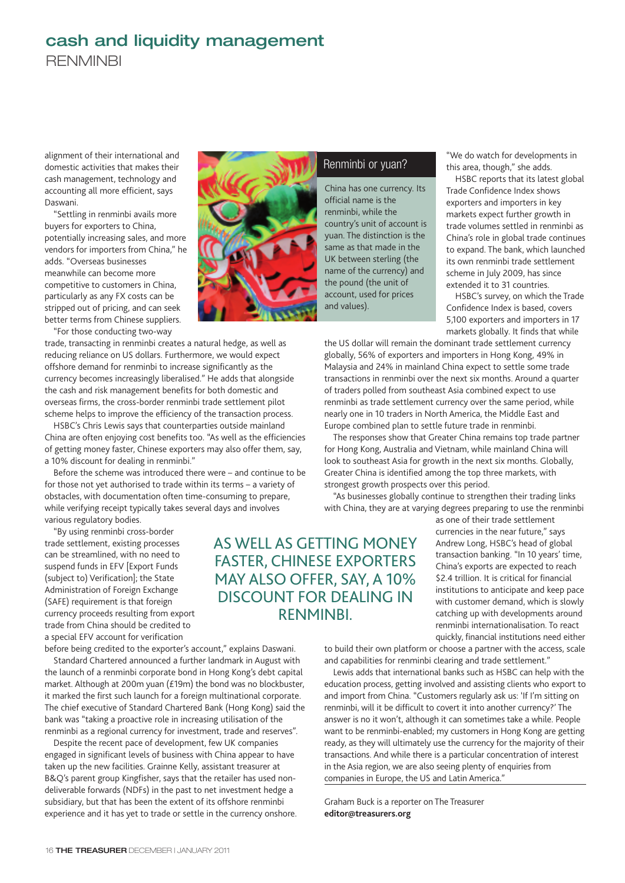alignment of their international and domestic activities that makes their cash management, technology and accounting all more efficient, says Daswani.

"Settling in renminbi avails more buyers for exporters to China, potentially increasing sales, and more vendors for importers from China," he adds. "Overseas businesses meanwhile can become more competitive to customers in China, particularly as any FX costs can be stripped out of pricing, and can seek better terms from Chinese suppliers.

"For those conducting two-way trade, transacting in renminbi creates a natural hedge, as well as reducing reliance on US dollars. Furthermore, we would expect offshore demand for renminbi to increase significantly as the currency becomes increasingly liberalised." He adds that alongside the cash and risk management benefits for both domestic and overseas firms, the cross-border renminbi trade settlement pilot scheme helps to improve the efficiency of the transaction process.

HSBC's Chris Lewis says that counterparties outside mainland China are often enjoying cost benefits too. "As well as the efficiencies of getting money faster, Chinese exporters may also offer them, say, a 10% discount for dealing in renminbi."

Before the scheme was introduced there were – and continue to be for those not yet authorised to trade within its terms – a variety of obstacles, with documentation often time-consuming to prepare, while verifying receipt typically takes several days and involves various regulatory bodies.

"By using renminbi cross-border trade settlement, existing processes can be streamlined, with no need to suspend funds in EFV [Export Funds (subject to) Verification]; the State Administration of Foreign Exchange (SAFE) requirement is that foreign currency proceeds resulting from export trade from China should be credited to a special EFV account for verification before being credited to the exporter's account," explains Daswani.

AS WELL AS GETTING MONEY FASTER, CHINESE EXPORTERS MAY ALSO OFFER, SAY, A 10% DISCOUNT FOR DEALING IN RENMINBI.

Standard Chartered announced a further landmark in August with the launch of a renminbi corporate bond in Hong Kong's debt capital market. Although at 200m yuan (£19m) the bond was no blockbuster, it marked the first such launch for a foreign multinational corporate. The chief executive of Standard Chartered Bank (Hong Kong) said the bank was "taking a proactive role in increasing utilisation of the renminbi as a regional currency for investment, trade and reserves".

Despite the recent pace of development, few UK companies engaged in significant levels of business with China appear to have taken up the new facilities. Grainne Kelly, assistant treasurer at B&Q's parent group Kingfisher, says that the retailer has used non-deliverable forwards (NDFs) in the past to net investment hedge a subsidiary, but that has been the extent of its offshore renminbi experience and it has yet to trade or settle in the currency onshore.

### Renminbi or yuan?

China has one currency. Its official name is the renminbi, while the country's unit of account is yuan. The distinction is the same as that made in the UK between sterling (the name of the currency) and the pound (the unit of account, used for prices and values).

"We do watch for developments in this area, though," she adds.

HSBC reports that its latest global Trade Confidence Index shows exporters and importers in key markets expect further growth in trade volumes settled in renminbi as China's role in global trade continues to expand. The bank, which launched its own renminbi trade settlement scheme in July 2009, has since extended it to 31 countries.

HSBC's survey, on which the Trade Confidence Index is based, covers 5,100 exporters and importers in 17 markets globally. It finds that while the US dollar will remain the dominant trade settlement currency globally, 56% of exporters and importers in Hong Kong, 49% in Malaysia and 24% in mainland China expect to settle some trade transactions in renminbi over the next six months. Around a quarter of traders polled from southeast Asia combined expect to use renminbi as trade settlement currency over the same period, while nearly one in 10 traders in North America, the Middle East and Europe combined plan to settle future trade in renminbi.

The responses show that Greater China remains top trade partner for Hong Kong, Australia and Vietnam, while mainland China will look to southeast Asia for growth in the next six months. Globally, Greater China is identified among the top three markets, with strongest growth prospects over this period.

"As businesses globally continue to strengthen their trading links with China, they are at varying degrees preparing to use the renminbi as one of their trade settlement currencies in the near future," says Andrew Long, HSBC's head of global transaction banking. "In 10 years' time, China's exports are expected to reach \$2.4 trillion. It is critical for financial institutions to anticipate and keep pace with customer demand, which is slowly catching up with developments around renminbi internationalisation. To react quickly, financial institutions need either to build their own platform or choose a partner with the access, scale and capabilities for renminbi clearing and trade settlement."

Lewis adds that international banks such as HSBC can help with the education process, getting involved and assisting clients who export to and import from China. "Customers regularly ask us: 'If I'm sitting on renminbi, will it be difficult to covert it into another currency?' The answer is no it won't, although it can sometimes take a while. People want to be renminbi-enabled; my customers in Hong Kong are getting ready, as they will ultimately use the currency for the majority of their transactions. And while there is a particular concentration of interest in the Asia region, we are also seeing plenty of enquiries from companies in Europe, the US and Latin America."

Graham Buck is a reporter on The Treasurer
**editor@treasurers.org**